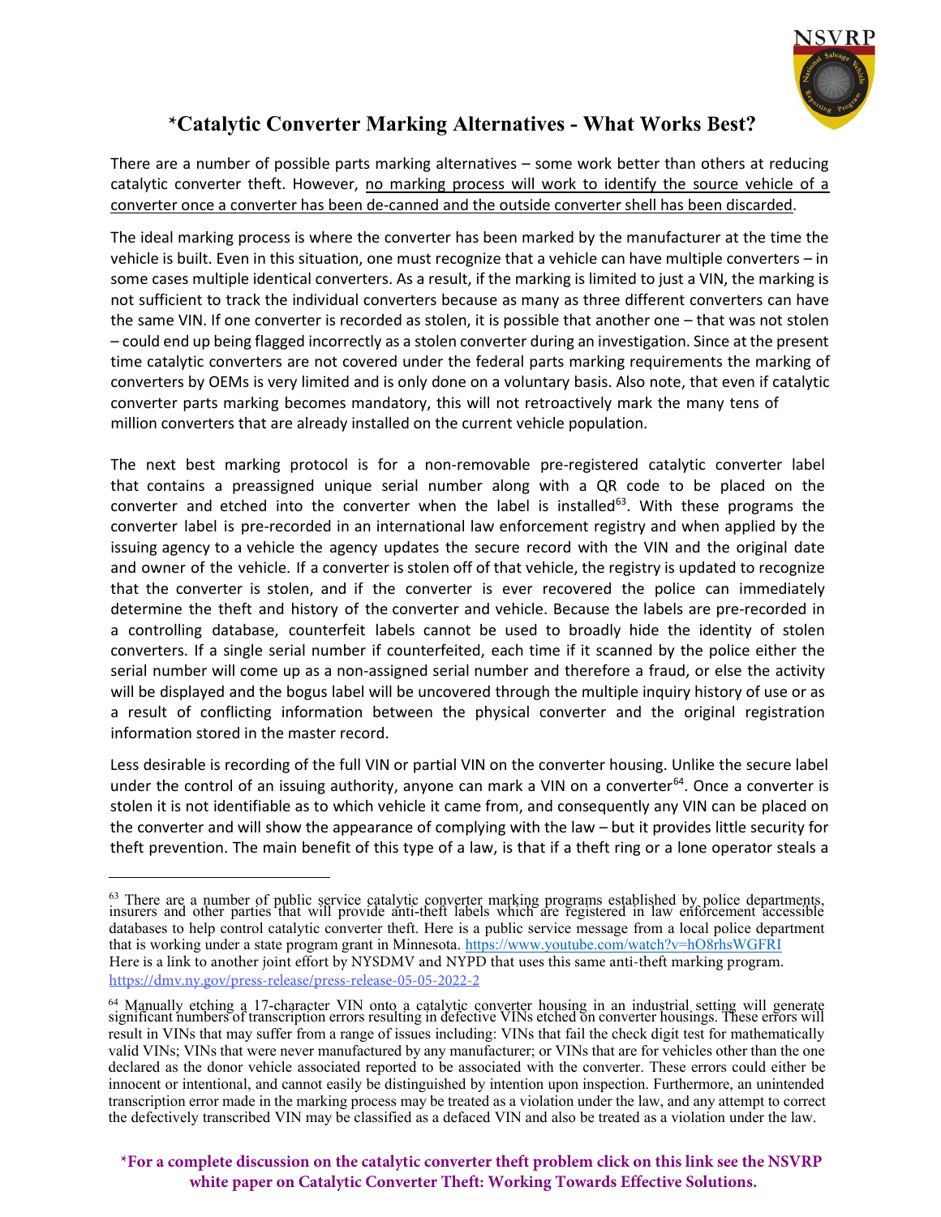# *Catalytic Converter Marking Alternatives - What Works Best?

There are a number of possible parts marking alternatives – some work better than others at reducing catalytic converter theft. However, no marking process will work to identify the source vehicle of a converter once a converter has been de-canned and the outside converter shell has been discarded.

The ideal marking process is where the converter has been marked by the manufacturer at the time the vehicle is built. Even in this situation, one must recognize that a vehicle can have multiple converters – in some cases multiple identical converters. As a result, if the marking is limited to just a VIN, the marking is not sufficient to track the individual converters because as many as three different converters can have the same VIN. If one converter is recorded as stolen, it is possible that another one – that was not stolen – could end up being flagged incorrectly as a stolen converter during an investigation. Since at the present time catalytic converters are not covered under the federal parts marking requirements the marking of converters by OEMs is very limited and is only done on a voluntary basis. Also note, that even if catalytic converter parts marking becomes mandatory, this will not retroactively mark the many tens of million converters that are already installed on the current vehicle population.

The next best marking protocol is for a non-removable pre-registered catalytic converter label that contains a preassigned unique serial number along with a QR code to be placed on the converter and etched into the converter when the label is installed[63]. With these programs the converter label is pre-recorded in an international law enforcement registry and when applied by the issuing agency to a vehicle the agency updates the secure record with the VIN and the original date and owner of the vehicle. If a converter is stolen off of that vehicle, the registry is updated to recognize that the converter is stolen, and if the converter is ever recovered the police can immediately determine the theft and history of the converter and vehicle. Because the labels are pre-recorded in a controlling database, counterfeit labels cannot be used to broadly hide the identity of stolen converters. If a single serial number if counterfeited, each time if it scanned by the police either the serial number will come up as a non-assigned serial number and therefore a fraud, or else the activity will be displayed and the bogus label will be uncovered through the multiple inquiry history of use or as a result of conflicting information between the physical converter and the original registration information stored in the master record.

Less desirable is recording of the full VIN or partial VIN on the converter housing. Unlike the secure label under the control of an issuing authority, anyone can mark a VIN on a converter[64]. Once a converter is stolen it is not identifiable as to which vehicle it came from, and consequently any VIN can be placed on the converter and will show the appearance of complying with the law – but it provides little security for theft prevention. The main benefit of this type of a law, is that if a theft ring or a lone operator steals a

---

[63] There are a number of public service catalytic converter marking programs established by police departments, insurers and other parties that will provide anti-theft labels which are registered in law enforcement accessible databases to help control catalytic converter theft. Here is a public service message from a local police department that is working under a state program grant in Minnesota. https://www.youtube.com/watch?v=hO8rhsWGFRI
Here is a link to another joint effort by NYSDMV and NYPD that uses this same anti-theft marking program. https://dmv.ny.gov/press-release/press-release-05-05-2022-2

[64] Manually etching a 17-character VIN onto a catalytic converter housing in an industrial setting will generate significant numbers of transcription errors resulting in defective VINs etched on converter housings. These errors will result in VINs that may suffer from a range of issues including: VINs that fail the check digit test for mathematically valid VINs; VINs that were never manufactured by any manufacturer; or VINs that are for vehicles other than the one declared as the donor vehicle associated reported to be associated with the converter. These errors could either be innocent or intentional, and cannot easily be distinguished by intention upon inspection. Furthermore, an unintended transcription error made in the marking process may be treated as a violation under the law, and any attempt to correct the defectively transcribed VIN may be classified as a defaced VIN and also be treated as a violation under the law.

**\*For a complete discussion on the catalytic converter theft problem click on this link see the NSVRP white paper on Catalytic Converter Theft: Working Towards Effective Solutions.**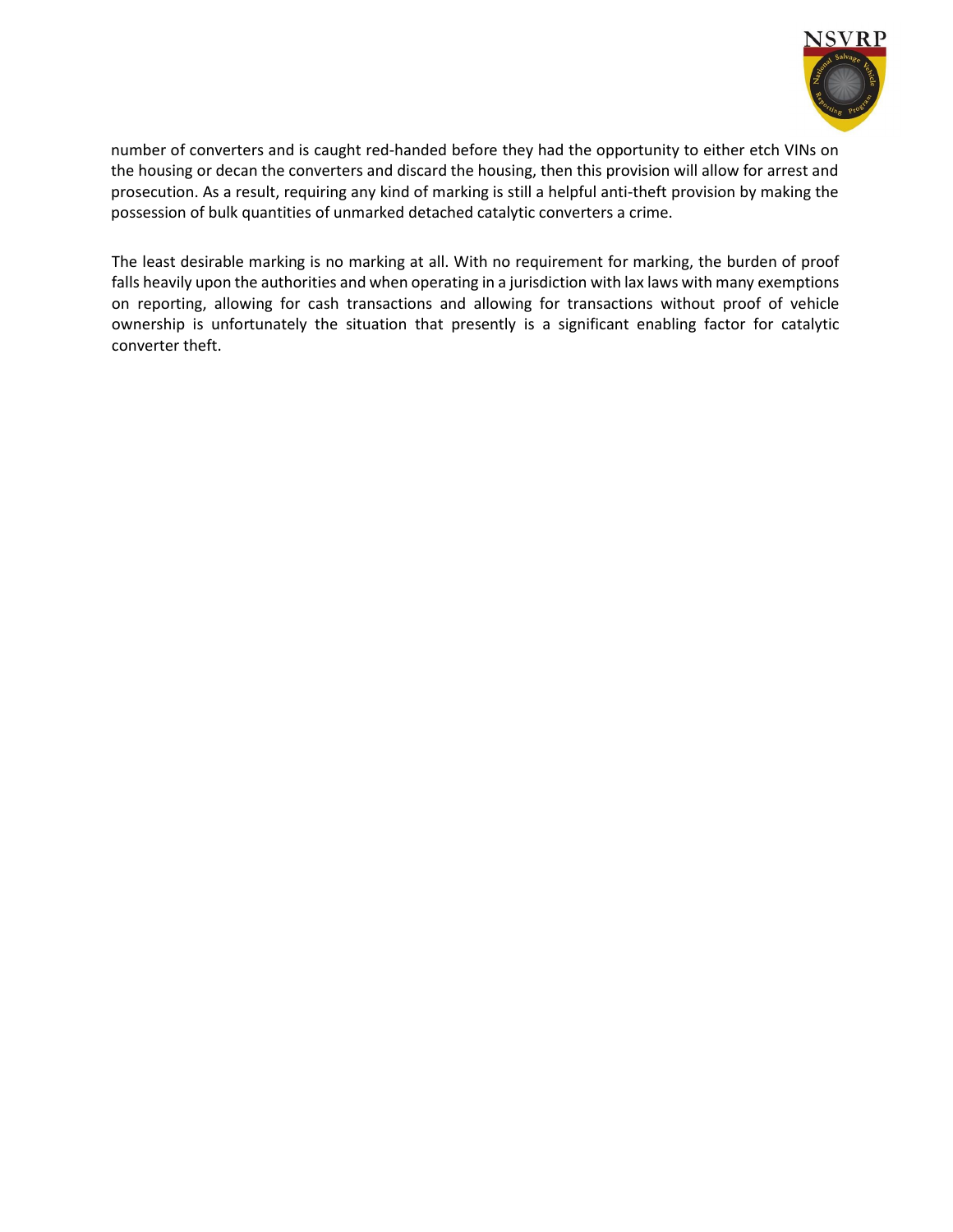number of converters and is caught red-handed before they had the opportunity to either etch VINs on the housing or decan the converters and discard the housing, then this provision will allow for arrest and prosecution. As a result, requiring any kind of marking is still a helpful anti-theft provision by making the possession of bulk quantities of unmarked detached catalytic converters a crime.

The least desirable marking is no marking at all. With no requirement for marking, the burden of proof falls heavily upon the authorities and when operating in a jurisdiction with lax laws with many exemptions on reporting, allowing for cash transactions and allowing for transactions without proof of vehicle ownership is unfortunately the situation that presently is a significant enabling factor for catalytic converter theft.